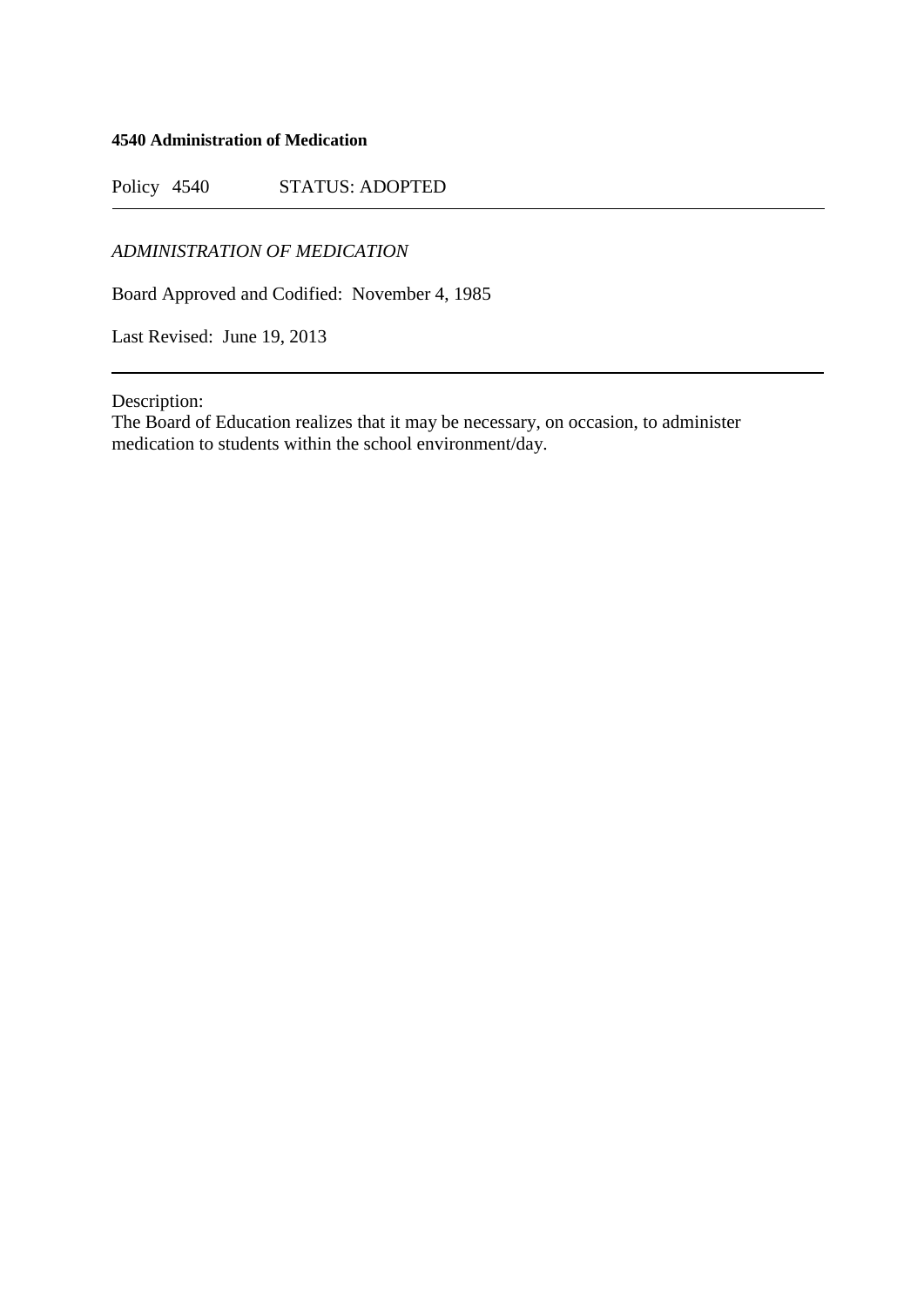**4540 Administration of Medication**

Policy 4540 STATUS: ADOPTED

---

*ADMINISTRATION OF MEDICATION*

Board Approved and Codified: November 4, 1985

Last Revised: June 19, 2013

---

Description:
The Board of Education realizes that it may be necessary, on occasion, to administer medication to students within the school environment/day.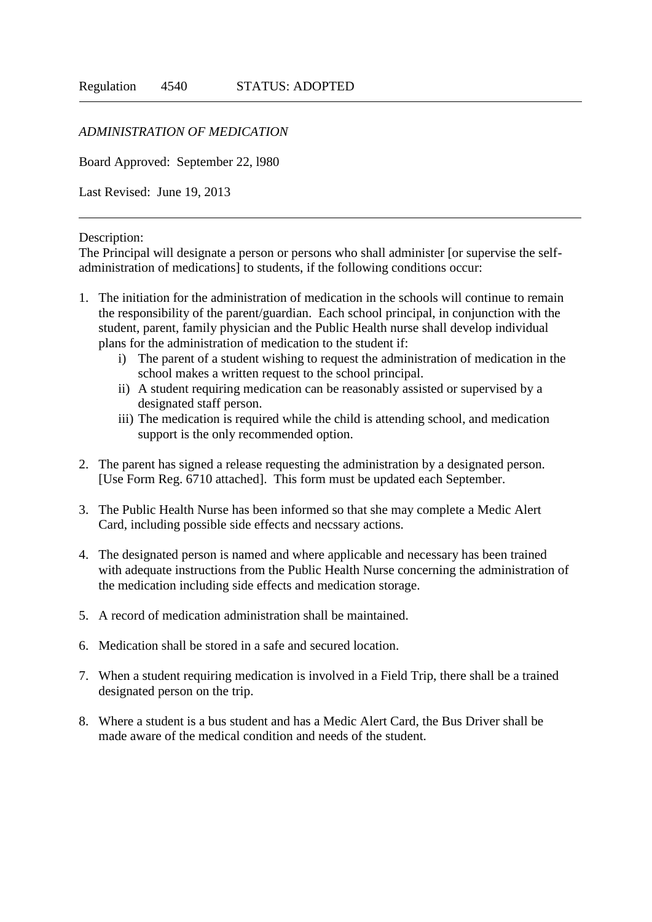Regulation 4540 STATUS: ADOPTED

---

*ADMINISTRATION OF MEDICATION*

Board Approved: September 22, l980

Last Revised: June 19, 2013

---

Description:
The Principal will designate a person or persons who shall administer [or supervise the self-administration of medications] to students, if the following conditions occur:

1. The initiation for the administration of medication in the schools will continue to remain the responsibility of the parent/guardian. Each school principal, in conjunction with the student, parent, family physician and the Public Health nurse shall develop individual plans for the administration of medication to the student if:
   i) The parent of a student wishing to request the administration of medication in the school makes a written request to the school principal.
   ii) A student requiring medication can be reasonably assisted or supervised by a designated staff person.
   iii) The medication is required while the child is attending school, and medication support is the only recommended option.

2. The parent has signed a release requesting the administration by a designated person. [Use Form Reg. 6710 attached]. This form must be updated each September.

3. The Public Health Nurse has been informed so that she may complete a Medic Alert Card, including possible side effects and necssary actions.

4. The designated person is named and where applicable and necessary has been trained with adequate instructions from the Public Health Nurse concerning the administration of the medication including side effects and medication storage.

5. A record of medication administration shall be maintained.

6. Medication shall be stored in a safe and secured location.

7. When a student requiring medication is involved in a Field Trip, there shall be a trained designated person on the trip.

8. Where a student is a bus student and has a Medic Alert Card, the Bus Driver shall be made aware of the medical condition and needs of the student.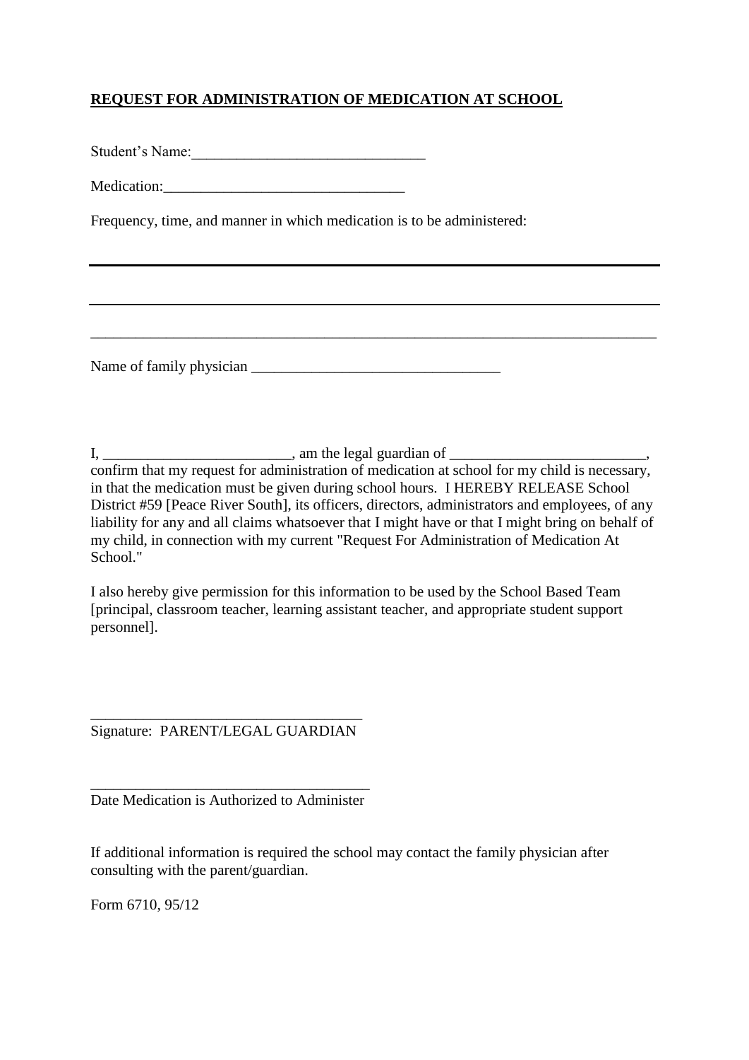**REQUEST FOR ADMINISTRATION OF MEDICATION AT SCHOOL**

Student's Name:_______________________________

Medication:________________________________

Frequency, time, and manner in which medication is to be administered:

___________________________________________________________________________

___________________________________________________________________________

___________________________________________________________________________

Name of family physician _________________________________

I, _________________________, am the legal guardian of __________________________, confirm that my request for administration of medication at school for my child is necessary, in that the medication must be given during school hours. I HEREBY RELEASE School District #59 [Peace River South], its officers, directors, administrators and employees, of any liability for any and all claims whatsoever that I might have or that I might bring on behalf of my child, in connection with my current "Request For Administration of Medication At School."

I also hereby give permission for this information to be used by the School Based Team [principal, classroom teacher, learning assistant teacher, and appropriate student support personnel].

___________________________________

Signature: PARENT/LEGAL GUARDIAN

____________________________________

Date Medication is Authorized to Administer

If additional information is required the school may contact the family physician after consulting with the parent/guardian.

Form 6710, 95/12